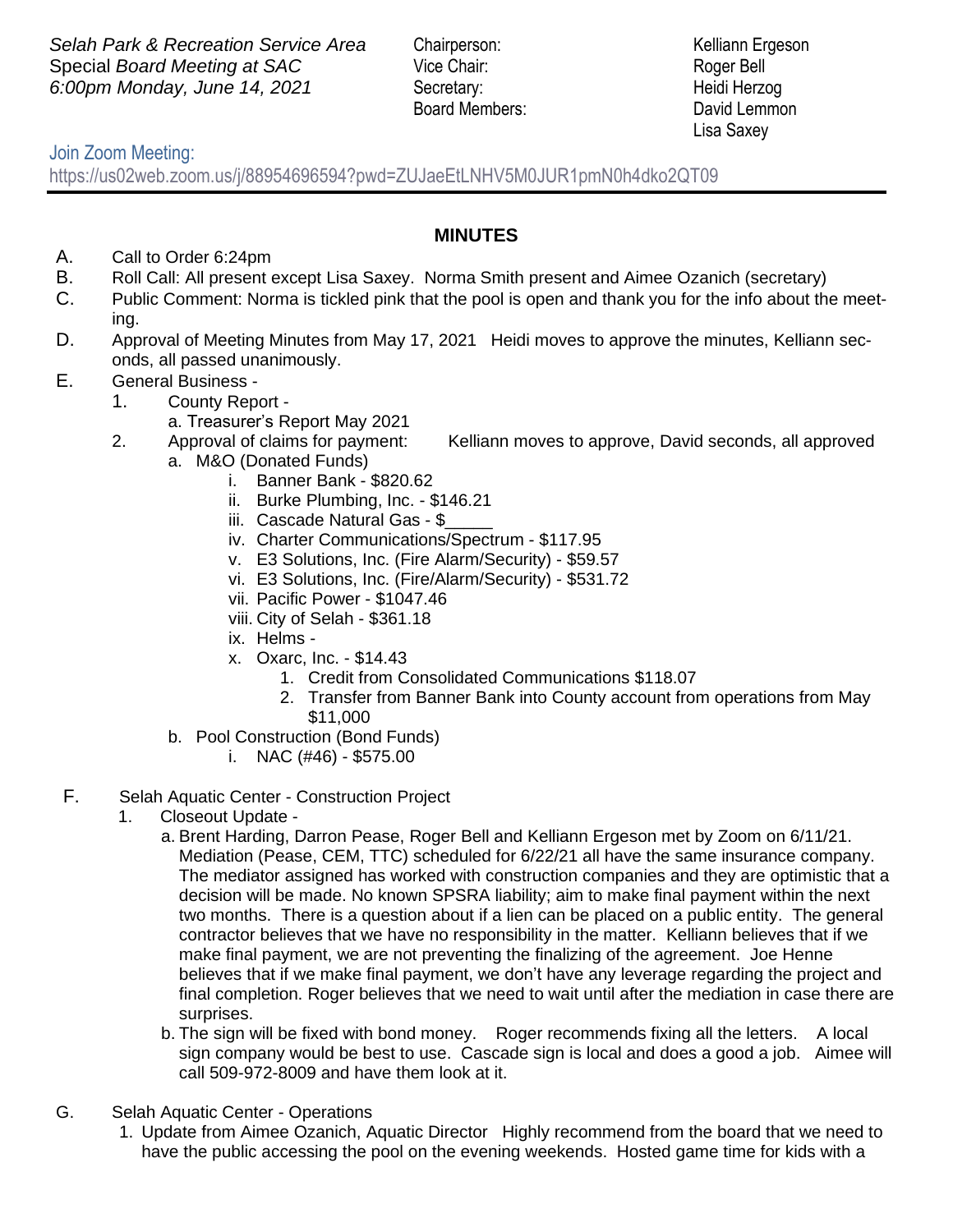*Selah Park & Recreation Service Area*
Special *Board Meeting at SAC*
*6:00pm Monday, June 14, 2021*

| | |
|---|---|
| Chairperson: | Kelliann Ergeson |
| Vice Chair: | Roger Bell |
| Secretary: | Heidi Herzog |
| Board Members: | David Lemmon |
| | Lisa Saxey |

Join Zoom Meeting:
https://us02web.zoom.us/j/88954696594?pwd=ZUJaeEtLNHV5M0JUR1pmN0h4dko2QT09

**MINUTES**

A. Call to Order 6:24pm

B. Roll Call: All present except Lisa Saxey. Norma Smith present and Aimee Ozanich (secretary)

C. Public Comment: Norma is tickled pink that the pool is open and thank you for the info about the meeting.

D. Approval of Meeting Minutes from May 17, 2021 Heidi moves to approve the minutes, Kelliann seconds, all passed unanimously.

E. General Business -
   1. County Report -
      a. Treasurer's Report May 2021
   2. Approval of claims for payment: Kelliann moves to approve, David seconds, all approved
      a. M&O (Donated Funds)
         i. Banner Bank - $820.62
         ii. Burke Plumbing, Inc. - $146.21
         iii. Cascade Natural Gas - $_____
         iv. Charter Communications/Spectrum - $117.95
         v. E3 Solutions, Inc. (Fire Alarm/Security) - $59.57
         vi. E3 Solutions, Inc. (Fire/Alarm/Security) - $531.72
         vii. Pacific Power - $1047.46
         viii. City of Selah - $361.18
         ix. Helms -
         x. Oxarc, Inc. - $14.43
            1. Credit from Consolidated Communications $118.07
            2. Transfer from Banner Bank into County account from operations from May $11,000
      b. Pool Construction (Bond Funds)
         i. NAC (#46) - $575.00

F. Selah Aquatic Center - Construction Project
   1. Closeout Update -
      a. Brent Harding, Darron Pease, Roger Bell and Kelliann Ergeson met by Zoom on 6/11/21. Mediation (Pease, CEM, TTC) scheduled for 6/22/21 all have the same insurance company. The mediator assigned has worked with construction companies and they are optimistic that a decision will be made. No known SPSRA liability; aim to make final payment within the next two months. There is a question about if a lien can be placed on a public entity. The general contractor believes that we have no responsibility in the matter. Kelliann believes that if we make final payment, we are not preventing the finalizing of the agreement. Joe Henne believes that if we make final payment, we don't have any leverage regarding the project and final completion. Roger believes that we need to wait until after the mediation in case there are surprises.
      b. The sign will be fixed with bond money. Roger recommends fixing all the letters. A local sign company would be best to use. Cascade sign is local and does a good a job. Aimee will call 509-972-8009 and have them look at it.

G. Selah Aquatic Center - Operations
   1. Update from Aimee Ozanich, Aquatic Director Highly recommend from the board that we need to have the public accessing the pool on the evening weekends. Hosted game time for kids with a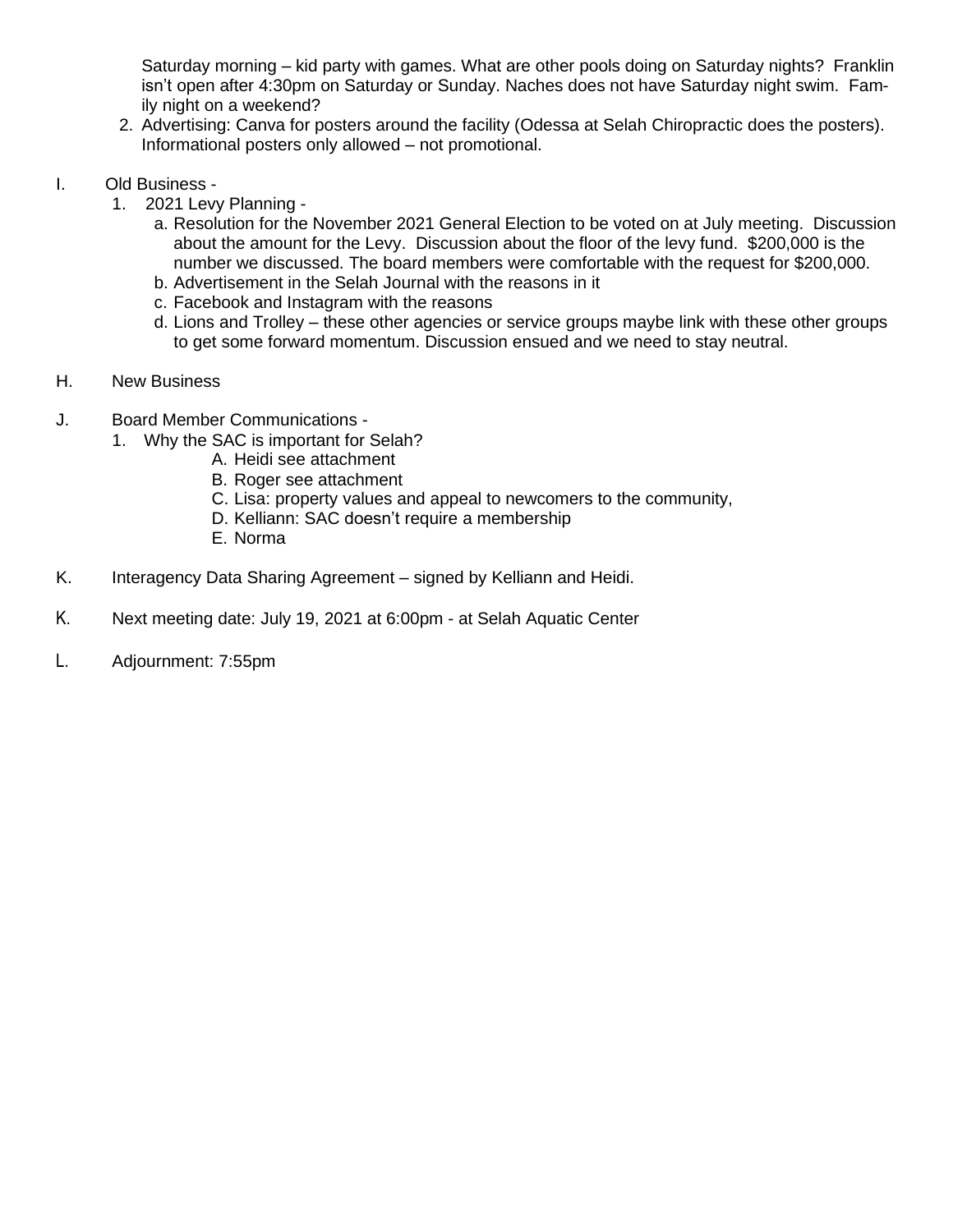Saturday morning – kid party with games. What are other pools doing on Saturday nights? Franklin isn't open after 4:30pm on Saturday or Sunday. Naches does not have Saturday night swim. Family night on a weekend?

2. Advertising: Canva for posters around the facility (Odessa at Selah Chiropractic does the posters). Informational posters only allowed – not promotional.

I. Old Business -

1. 2021 Levy Planning -
   a. Resolution for the November 2021 General Election to be voted on at July meeting. Discussion about the amount for the Levy. Discussion about the floor of the levy fund. $200,000 is the number we discussed. The board members were comfortable with the request for $200,000.
   b. Advertisement in the Selah Journal with the reasons in it
   c. Facebook and Instagram with the reasons
   d. Lions and Trolley – these other agencies or service groups maybe link with these other groups to get some forward momentum. Discussion ensued and we need to stay neutral.

H. New Business

J. Board Member Communications -

1. Why the SAC is important for Selah?
   A. Heidi see attachment
   B. Roger see attachment
   C. Lisa: property values and appeal to newcomers to the community,
   D. Kelliann: SAC doesn't require a membership
   E. Norma

K. Interagency Data Sharing Agreement – signed by Kelliann and Heidi.

K. Next meeting date: July 19, 2021 at 6:00pm - at Selah Aquatic Center

L. Adjournment: 7:55pm